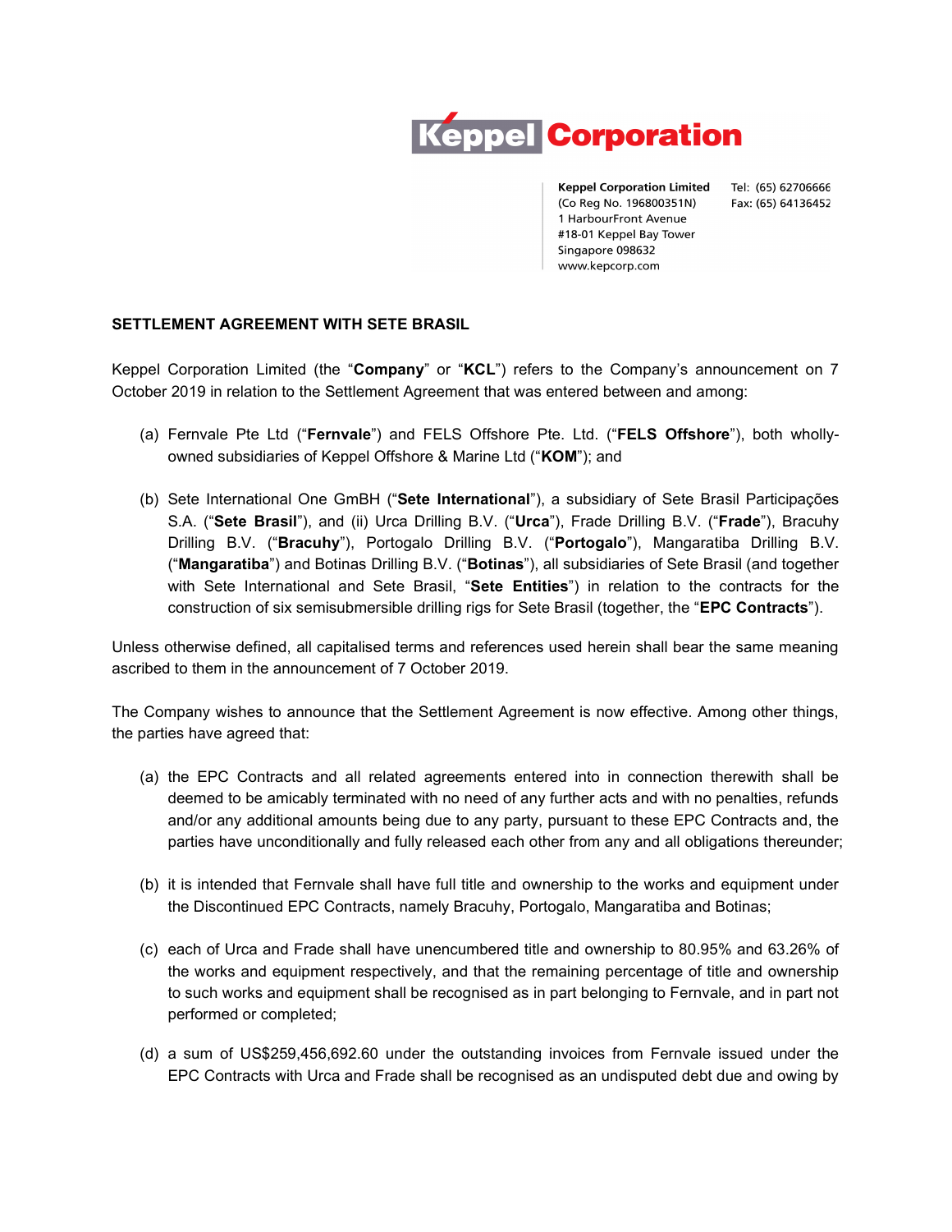**Keppel Corporation**

Keppel Corporation Limited
(Co Reg No. 196800351N)
1 HarbourFront Avenue
#18-01 Keppel Bay Tower
Singapore 098632
www.kepcorp.com

Tel: (65) 62706666
Fax: (65) 64136452

**SETTLEMENT AGREEMENT WITH SETE BRASIL**

Keppel Corporation Limited (the "**Company**" or "**KCL**") refers to the Company's announcement on 7 October 2019 in relation to the Settlement Agreement that was entered between and among:

(a) Fernvale Pte Ltd ("**Fernvale**") and FELS Offshore Pte. Ltd. ("**FELS Offshore**"), both wholly-owned subsidiaries of Keppel Offshore & Marine Ltd ("**KOM**"); and

(b) Sete International One GmBH ("**Sete International**"), a subsidiary of Sete Brasil Participações S.A. ("**Sete Brasil**"), and (ii) Urca Drilling B.V. ("**Urca**"), Frade Drilling B.V. ("**Frade**"), Bracuhy Drilling B.V. ("**Bracuhy**"), Portogalo Drilling B.V. ("**Portogalo**"), Mangaratiba Drilling B.V. ("**Mangaratiba**") and Botinas Drilling B.V. ("**Botinas**"), all subsidiaries of Sete Brasil (and together with Sete International and Sete Brasil, "**Sete Entities**") in relation to the contracts for the construction of six semisubmersible drilling rigs for Sete Brasil (together, the "**EPC Contracts**").

Unless otherwise defined, all capitalised terms and references used herein shall bear the same meaning ascribed to them in the announcement of 7 October 2019.

The Company wishes to announce that the Settlement Agreement is now effective. Among other things, the parties have agreed that:

(a) the EPC Contracts and all related agreements entered into in connection therewith shall be deemed to be amicably terminated with no need of any further acts and with no penalties, refunds and/or any additional amounts being due to any party, pursuant to these EPC Contracts and, the parties have unconditionally and fully released each other from any and all obligations thereunder;

(b) it is intended that Fernvale shall have full title and ownership to the works and equipment under the Discontinued EPC Contracts, namely Bracuhy, Portogalo, Mangaratiba and Botinas;

(c) each of Urca and Frade shall have unencumbered title and ownership to 80.95% and 63.26% of the works and equipment respectively, and that the remaining percentage of title and ownership to such works and equipment shall be recognised as in part belonging to Fernvale, and in part not performed or completed;

(d) a sum of US$259,456,692.60 under the outstanding invoices from Fernvale issued under the EPC Contracts with Urca and Frade shall be recognised as an undisputed debt due and owing by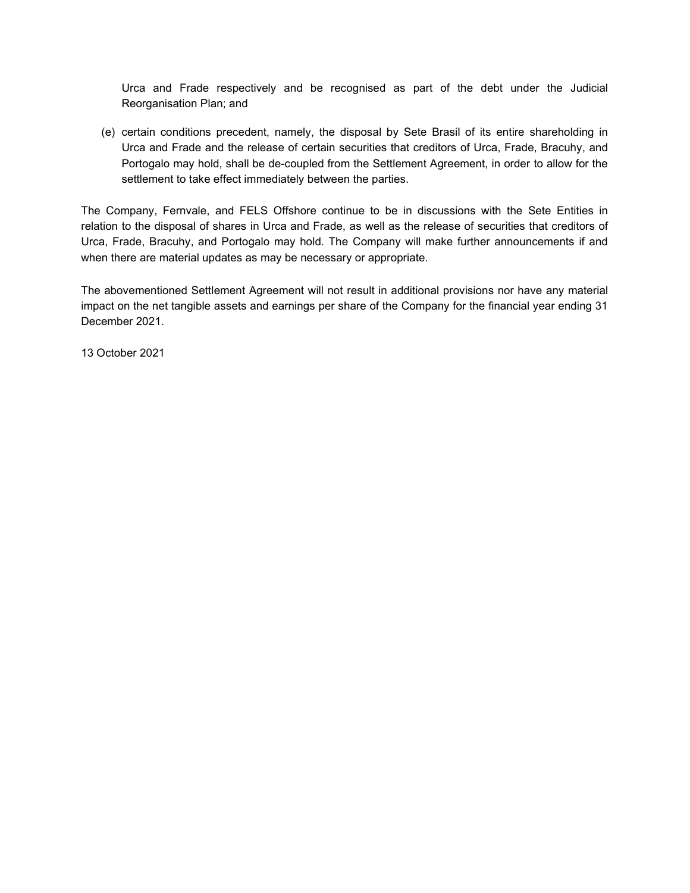Urca and Frade respectively and be recognised as part of the debt under the Judicial Reorganisation Plan; and

(e) certain conditions precedent, namely, the disposal by Sete Brasil of its entire shareholding in Urca and Frade and the release of certain securities that creditors of Urca, Frade, Bracuhy, and Portogalo may hold, shall be de-coupled from the Settlement Agreement, in order to allow for the settlement to take effect immediately between the parties.

The Company, Fernvale, and FELS Offshore continue to be in discussions with the Sete Entities in relation to the disposal of shares in Urca and Frade, as well as the release of securities that creditors of Urca, Frade, Bracuhy, and Portogalo may hold. The Company will make further announcements if and when there are material updates as may be necessary or appropriate.

The abovementioned Settlement Agreement will not result in additional provisions nor have any material impact on the net tangible assets and earnings per share of the Company for the financial year ending 31 December 2021.

13 October 2021